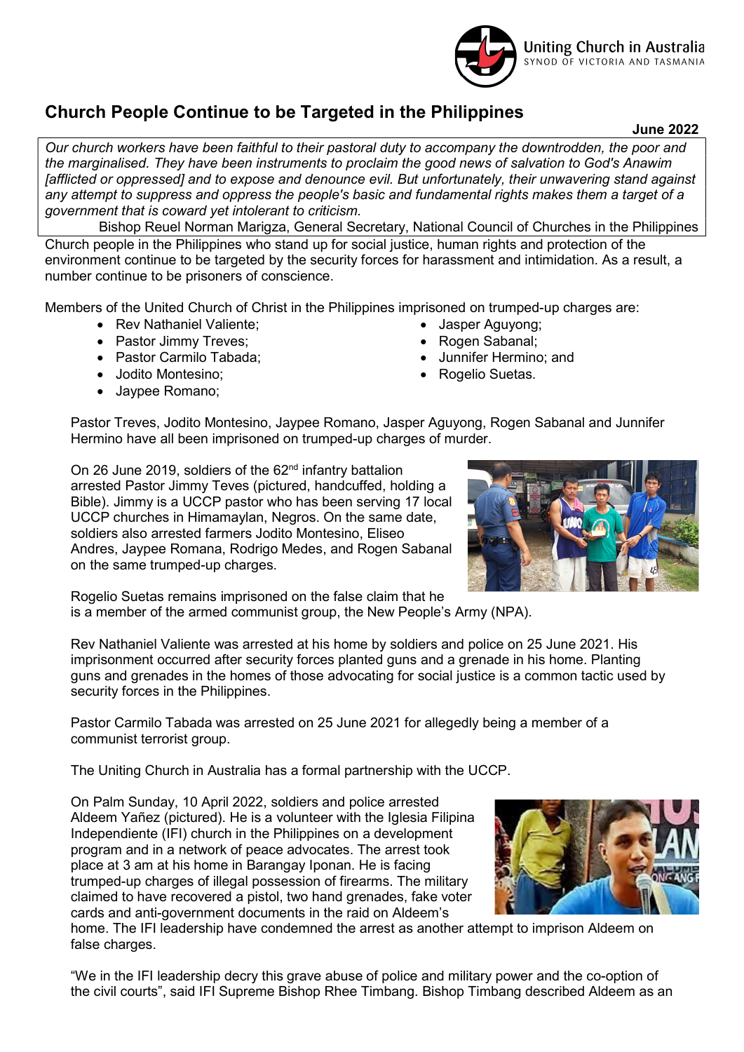# Church People Continue to be Targeted in the Philippines

**June 2022**

> *Our church workers have been faithful to their pastoral duty to accompany the downtrodden, the poor and the marginalised. They have been instruments to proclaim the good news of salvation to God's Anawim [afflicted or oppressed] and to expose and denounce evil. But unfortunately, their unwavering stand against any attempt to suppress and oppress the people's basic and fundamental rights makes them a target of a government that is coward yet intolerant to criticism.*
>
> Bishop Reuel Norman Marigza, General Secretary, National Council of Churches in the Philippines

Church people in the Philippines who stand up for social justice, human rights and protection of the environment continue to be targeted by the security forces for harassment and intimidation. As a result, a number continue to be prisoners of conscience.

Members of the United Church of Christ in the Philippines imprisoned on trumped-up charges are:

- Rev Nathaniel Valiente;
- Pastor Jimmy Treves;
- Pastor Carmilo Tabada;
- Jodito Montesino;
- Jaypee Romano;
- Jasper Aguyong;
- Rogen Sabanal;
- Junnifer Hermino; and
- Rogelio Suetas.

Pastor Treves, Jodito Montesino, Jaypee Romano, Jasper Aguyong, Rogen Sabanal and Junnifer Hermino have all been imprisoned on trumped-up charges of murder.

On 26 June 2019, soldiers of the 62nd infantry battalion arrested Pastor Jimmy Teves (pictured, handcuffed, holding a Bible). Jimmy is a UCCP pastor who has been serving 17 local UCCP churches in Himamaylan, Negros. On the same date, soldiers also arrested farmers Jodito Montesino, Eliseo Andres, Jaypee Romana, Rodrigo Medes, and Rogen Sabanal on the same trumped-up charges.

Rogelio Suetas remains imprisoned on the false claim that he is a member of the armed communist group, the New People's Army (NPA).

Rev Nathaniel Valiente was arrested at his home by soldiers and police on 25 June 2021. His imprisonment occurred after security forces planted guns and a grenade in his home. Planting guns and grenades in the homes of those advocating for social justice is a common tactic used by security forces in the Philippines.

Pastor Carmilo Tabada was arrested on 25 June 2021 for allegedly being a member of a communist terrorist group.

The Uniting Church in Australia has a formal partnership with the UCCP.

On Palm Sunday, 10 April 2022, soldiers and police arrested Aldeem Yañez (pictured). He is a volunteer with the Iglesia Filipina Independiente (IFI) church in the Philippines on a development program and in a network of peace advocates. The arrest took place at 3 am at his home in Barangay Iponan. He is facing trumped-up charges of illegal possession of firearms. The military claimed to have recovered a pistol, two hand grenades, fake voter cards and anti-government documents in the raid on Aldeem's home. The IFI leadership have condemned the arrest as another attempt to imprison Aldeem on false charges.

"We in the IFI leadership decry this grave abuse of police and military power and the co-option of the civil courts", said IFI Supreme Bishop Rhee Timbang. Bishop Timbang described Aldeem as an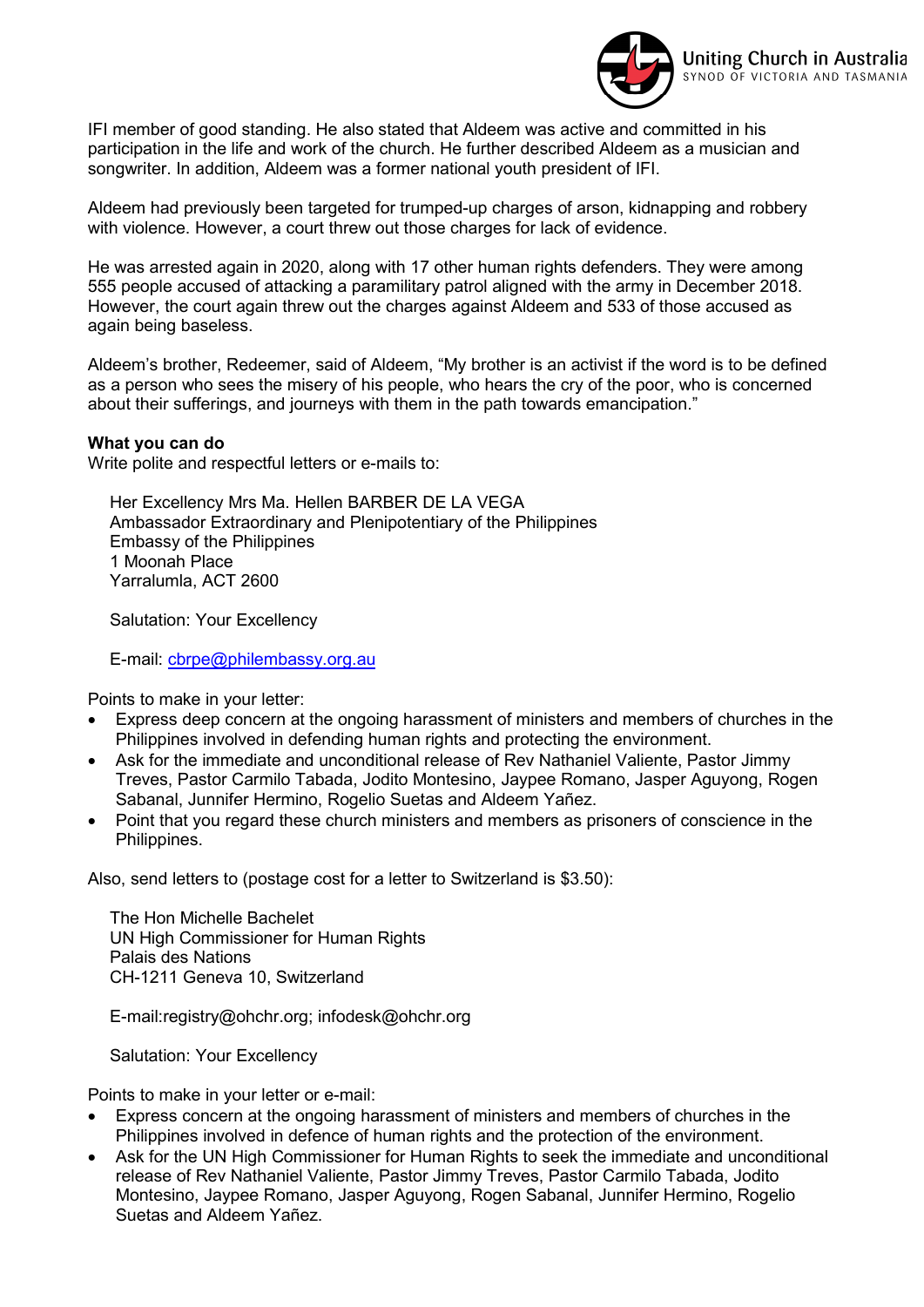IFI member of good standing. He also stated that Aldeem was active and committed in his participation in the life and work of the church. He further described Aldeem as a musician and songwriter. In addition, Aldeem was a former national youth president of IFI.

Aldeem had previously been targeted for trumped-up charges of arson, kidnapping and robbery with violence. However, a court threw out those charges for lack of evidence.

He was arrested again in 2020, along with 17 other human rights defenders. They were among 555 people accused of attacking a paramilitary patrol aligned with the army in December 2018. However, the court again threw out the charges against Aldeem and 533 of those accused as again being baseless.

Aldeem's brother, Redeemer, said of Aldeem, "My brother is an activist if the word is to be defined as a person who sees the misery of his people, who hears the cry of the poor, who is concerned about their sufferings, and journeys with them in the path towards emancipation."

**What you can do**

Write polite and respectful letters or e-mails to:

Her Excellency Mrs Ma. Hellen BARBER DE LA VEGA
Ambassador Extraordinary and Plenipotentiary of the Philippines
Embassy of the Philippines
1 Moonah Place
Yarralumla, ACT 2600

Salutation: Your Excellency

E-mail: cbrpe@philembassy.org.au

Points to make in your letter:

- Express deep concern at the ongoing harassment of ministers and members of churches in the Philippines involved in defending human rights and protecting the environment.
- Ask for the immediate and unconditional release of Rev Nathaniel Valiente, Pastor Jimmy Treves, Pastor Carmilo Tabada, Jodito Montesino, Jaypee Romano, Jasper Aguyong, Rogen Sabanal, Junnifer Hermino, Rogelio Suetas and Aldeem Yañez.
- Point that you regard these church ministers and members as prisoners of conscience in the Philippines.

Also, send letters to (postage cost for a letter to Switzerland is $3.50):

The Hon Michelle Bachelet
UN High Commissioner for Human Rights
Palais des Nations
CH-1211 Geneva 10, Switzerland

E-mail:registry@ohchr.org; infodesk@ohchr.org

Salutation: Your Excellency

Points to make in your letter or e-mail:

- Express concern at the ongoing harassment of ministers and members of churches in the Philippines involved in defence of human rights and the protection of the environment.
- Ask for the UN High Commissioner for Human Rights to seek the immediate and unconditional release of Rev Nathaniel Valiente, Pastor Jimmy Treves, Pastor Carmilo Tabada, Jodito Montesino, Jaypee Romano, Jasper Aguyong, Rogen Sabanal, Junnifer Hermino, Rogelio Suetas and Aldeem Yañez.